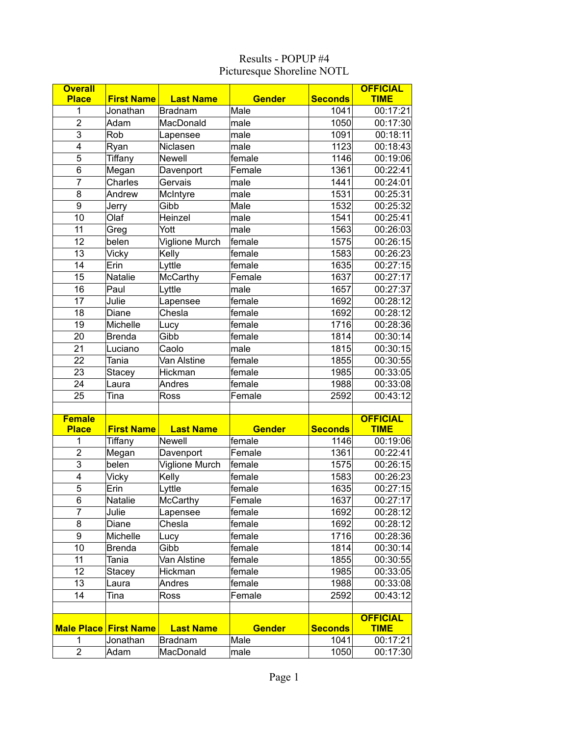# Results - POPUP #4
## Picturesque Shoreline NOTL

| Overall Place | First Name | Last Name | Gender | Seconds | OFFICIAL TIME |
|---|---|---|---|---|---|
| 1 | Jonathan | Bradnam | Male | 1041 | 00:17:21 |
| 2 | Adam | MacDonald | male | 1050 | 00:17:30 |
| 3 | Rob | Lapensee | male | 1091 | 00:18:11 |
| 4 | Ryan | Niclasen | male | 1123 | 00:18:43 |
| 5 | Tiffany | Newell | female | 1146 | 00:19:06 |
| 6 | Megan | Davenport | Female | 1361 | 00:22:41 |
| 7 | Charles | Gervais | male | 1441 | 00:24:01 |
| 8 | Andrew | McIntyre | male | 1531 | 00:25:31 |
| 9 | Jerry | Gibb | Male | 1532 | 00:25:32 |
| 10 | Olaf | Heinzel | male | 1541 | 00:25:41 |
| 11 | Greg | Yott | male | 1563 | 00:26:03 |
| 12 | belen | Viglione Murch | female | 1575 | 00:26:15 |
| 13 | Vicky | Kelly | female | 1583 | 00:26:23 |
| 14 | Erin | Lyttle | female | 1635 | 00:27:15 |
| 15 | Natalie | McCarthy | Female | 1637 | 00:27:17 |
| 16 | Paul | Lyttle | male | 1657 | 00:27:37 |
| 17 | Julie | Lapensee | female | 1692 | 00:28:12 |
| 18 | Diane | Chesla | female | 1692 | 00:28:12 |
| 19 | Michelle | Lucy | female | 1716 | 00:28:36 |
| 20 | Brenda | Gibb | female | 1814 | 00:30:14 |
| 21 | Luciano | Caolo | male | 1815 | 00:30:15 |
| 22 | Tania | Van Alstine | female | 1855 | 00:30:55 |
| 23 | Stacey | Hickman | female | 1985 | 00:33:05 |
| 24 | Laura | Andres | female | 1988 | 00:33:08 |
| 25 | Tina | Ross | Female | 2592 | 00:43:12 |

| Female Place | First Name | Last Name | Gender | Seconds | OFFICIAL TIME |
|---|---|---|---|---|---|
| 1 | Tiffany | Newell | female | 1146 | 00:19:06 |
| 2 | Megan | Davenport | Female | 1361 | 00:22:41 |
| 3 | belen | Viglione Murch | female | 1575 | 00:26:15 |
| 4 | Vicky | Kelly | female | 1583 | 00:26:23 |
| 5 | Erin | Lyttle | female | 1635 | 00:27:15 |
| 6 | Natalie | McCarthy | Female | 1637 | 00:27:17 |
| 7 | Julie | Lapensee | female | 1692 | 00:28:12 |
| 8 | Diane | Chesla | female | 1692 | 00:28:12 |
| 9 | Michelle | Lucy | female | 1716 | 00:28:36 |
| 10 | Brenda | Gibb | female | 1814 | 00:30:14 |
| 11 | Tania | Van Alstine | female | 1855 | 00:30:55 |
| 12 | Stacey | Hickman | female | 1985 | 00:33:05 |
| 13 | Laura | Andres | female | 1988 | 00:33:08 |
| 14 | Tina | Ross | Female | 2592 | 00:43:12 |

| Male Place | First Name | Last Name | Gender | Seconds | OFFICIAL TIME |
|---|---|---|---|---|---|
| 1 | Jonathan | Bradnam | Male | 1041 | 00:17:21 |
| 2 | Adam | MacDonald | male | 1050 | 00:17:30 |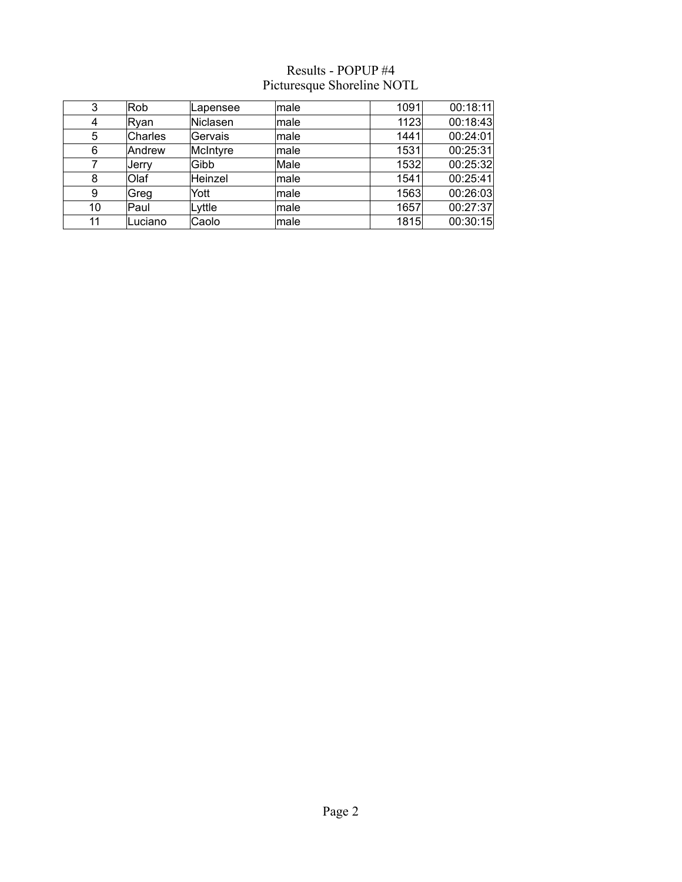Results - POPUP #4
Picturesque Shoreline NOTL

| | | | | | |
|---|---|---|---|---|---|
| 3 | Rob | Lapensee | male | 1091 | 00:18:11 |
| 4 | Ryan | Niclasen | male | 1123 | 00:18:43 |
| 5 | Charles | Gervais | male | 1441 | 00:24:01 |
| 6 | Andrew | McIntyre | male | 1531 | 00:25:31 |
| 7 | Jerry | Gibb | Male | 1532 | 00:25:32 |
| 8 | Olaf | Heinzel | male | 1541 | 00:25:41 |
| 9 | Greg | Yott | male | 1563 | 00:26:03 |
| 10 | Paul | Lyttle | male | 1657 | 00:27:37 |
| 11 | Luciano | Caolo | male | 1815 | 00:30:15 |